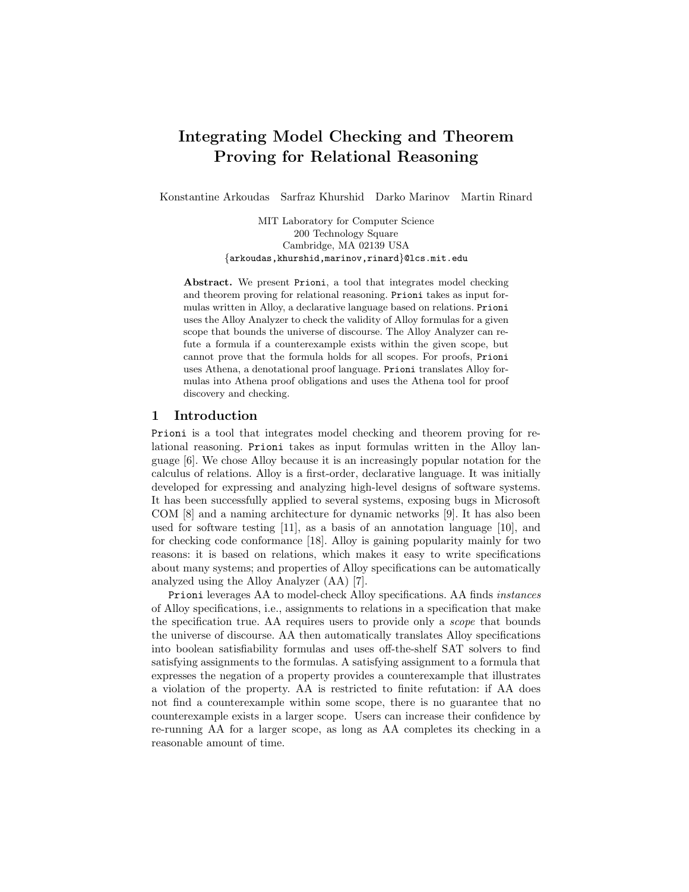# Integrating Model Checking and Theorem Proving for Relational Reasoning

Konstantine Arkoudas Sarfraz Khurshid Darko Marinov Martin Rinard

MIT Laboratory for Computer Science
200 Technology Square
Cambridge, MA 02139 USA
{arkoudas,khurshid,marinov,rinard}@lcs.mit.edu

**Abstract.** We present Prioni, a tool that integrates model checking and theorem proving for relational reasoning. Prioni takes as input formulas written in Alloy, a declarative language based on relations. Prioni uses the Alloy Analyzer to check the validity of Alloy formulas for a given scope that bounds the universe of discourse. The Alloy Analyzer can refute a formula if a counterexample exists within the given scope, but cannot prove that the formula holds for all scopes. For proofs, Prioni uses Athena, a denotational proof language. Prioni translates Alloy formulas into Athena proof obligations and uses the Athena tool for proof discovery and checking.

## 1 Introduction

Prioni is a tool that integrates model checking and theorem proving for relational reasoning. Prioni takes as input formulas written in the Alloy language [6]. We chose Alloy because it is an increasingly popular notation for the calculus of relations. Alloy is a first-order, declarative language. It was initially developed for expressing and analyzing high-level designs of software systems. It has been successfully applied to several systems, exposing bugs in Microsoft COM [8] and a naming architecture for dynamic networks [9]. It has also been used for software testing [11], as a basis of an annotation language [10], and for checking code conformance [18]. Alloy is gaining popularity mainly for two reasons: it is based on relations, which makes it easy to write specifications about many systems; and properties of Alloy specifications can be automatically analyzed using the Alloy Analyzer (AA) [7].

Prioni leverages AA to model-check Alloy specifications. AA finds *instances* of Alloy specifications, i.e., assignments to relations in a specification that make the specification true. AA requires users to provide only a *scope* that bounds the universe of discourse. AA then automatically translates Alloy specifications into boolean satisfiability formulas and uses off-the-shelf SAT solvers to find satisfying assignments to the formulas. A satisfying assignment to a formula that expresses the negation of a property provides a counterexample that illustrates a violation of the property. AA is restricted to finite refutation: if AA does not find a counterexample within some scope, there is no guarantee that no counterexample exists in a larger scope. Users can increase their confidence by re-running AA for a larger scope, as long as AA completes its checking in a reasonable amount of time.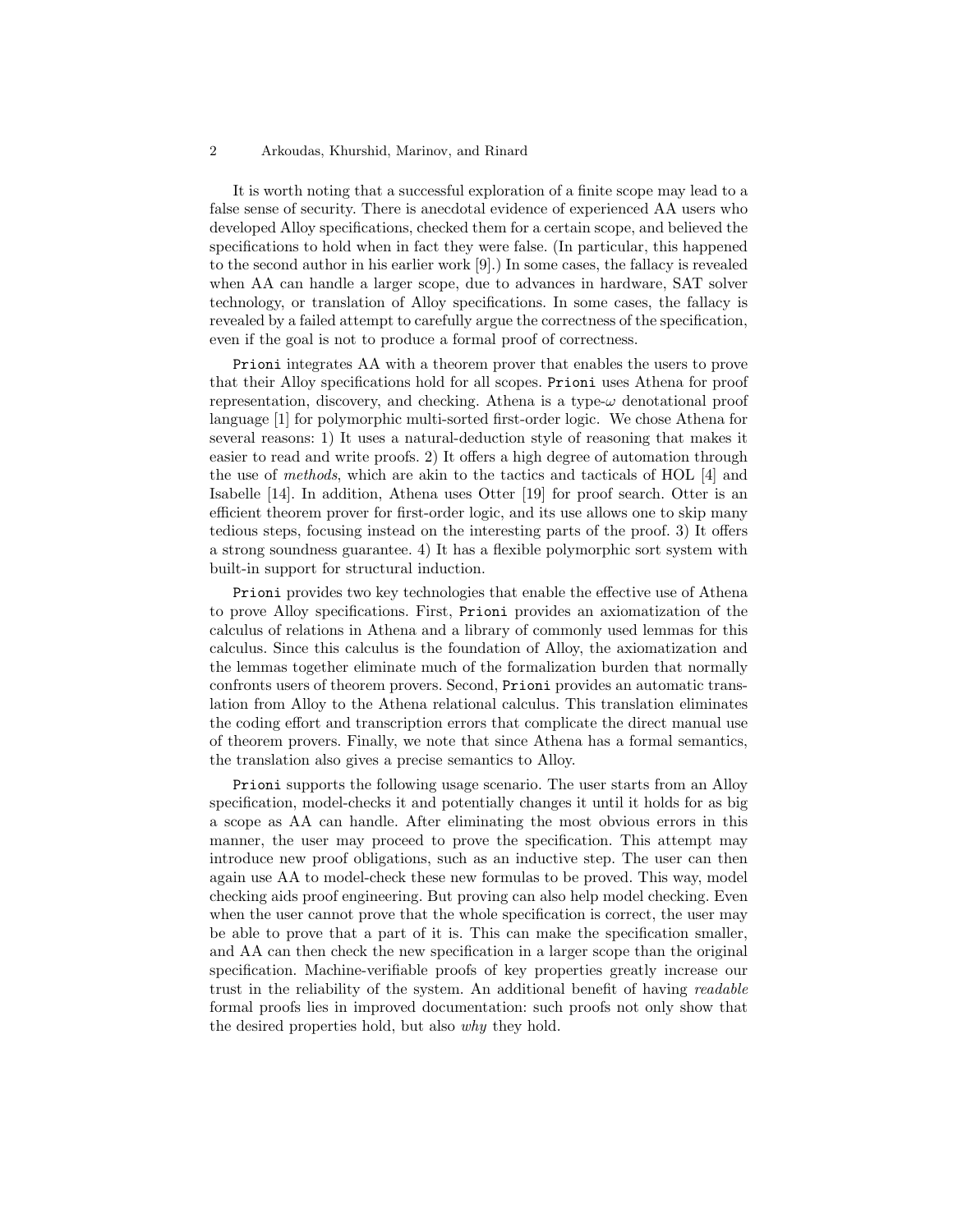It is worth noting that a successful exploration of a finite scope may lead to a false sense of security. There is anecdotal evidence of experienced AA users who developed Alloy specifications, checked them for a certain scope, and believed the specifications to hold when in fact they were false. (In particular, this happened to the second author in his earlier work [9].) In some cases, the fallacy is revealed when AA can handle a larger scope, due to advances in hardware, SAT solver technology, or translation of Alloy specifications. In some cases, the fallacy is revealed by a failed attempt to carefully argue the correctness of the specification, even if the goal is not to produce a formal proof of correctness.

`Prioni` integrates AA with a theorem prover that enables the users to prove that their Alloy specifications hold for all scopes. `Prioni` uses Athena for proof representation, discovery, and checking. Athena is a type-$\omega$ denotational proof language [1] for polymorphic multi-sorted first-order logic. We chose Athena for several reasons: 1) It uses a natural-deduction style of reasoning that makes it easier to read and write proofs. 2) It offers a high degree of automation through the use of *methods*, which are akin to the tactics and tacticals of HOL [4] and Isabelle [14]. In addition, Athena uses Otter [19] for proof search. Otter is an efficient theorem prover for first-order logic, and its use allows one to skip many tedious steps, focusing instead on the interesting parts of the proof. 3) It offers a strong soundness guarantee. 4) It has a flexible polymorphic sort system with built-in support for structural induction.

`Prioni` provides two key technologies that enable the effective use of Athena to prove Alloy specifications. First, `Prioni` provides an axiomatization of the calculus of relations in Athena and a library of commonly used lemmas for this calculus. Since this calculus is the foundation of Alloy, the axiomatization and the lemmas together eliminate much of the formalization burden that normally confronts users of theorem provers. Second, `Prioni` provides an automatic translation from Alloy to the Athena relational calculus. This translation eliminates the coding effort and transcription errors that complicate the direct manual use of theorem provers. Finally, we note that since Athena has a formal semantics, the translation also gives a precise semantics to Alloy.

`Prioni` supports the following usage scenario. The user starts from an Alloy specification, model-checks it and potentially changes it until it holds for as big a scope as AA can handle. After eliminating the most obvious errors in this manner, the user may proceed to prove the specification. This attempt may introduce new proof obligations, such as an inductive step. The user can then again use AA to model-check these new formulas to be proved. This way, model checking aids proof engineering. But proving can also help model checking. Even when the user cannot prove that the whole specification is correct, the user may be able to prove that a part of it is. This can make the specification smaller, and AA can then check the new specification in a larger scope than the original specification. Machine-verifiable proofs of key properties greatly increase our trust in the reliability of the system. An additional benefit of having *readable* formal proofs lies in improved documentation: such proofs not only show that the desired properties hold, but also *why* they hold.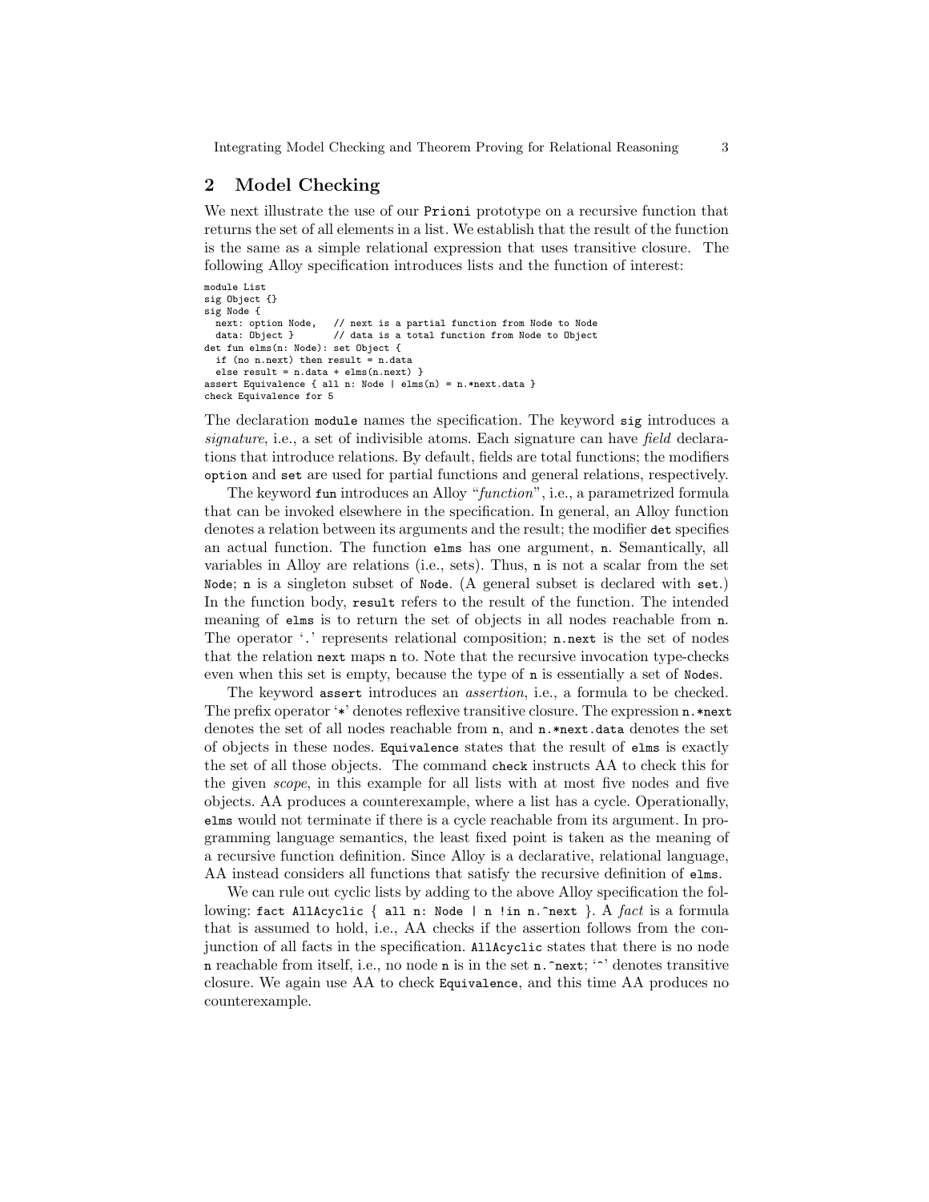## 2 Model Checking

We next illustrate the use of our `Prioni` prototype on a recursive function that returns the set of all elements in a list. We establish that the result of the function is the same as a simple relational expression that uses transitive closure. The following Alloy specification introduces lists and the function of interest:

```
module List
sig Object {}
sig Node {
  next: option Node,   // next is a partial function from Node to Node
  data: Object }       // data is a total function from Node to Object
det fun elms(n: Node): set Object {
  if (no n.next) then result = n.data
  else result = n.data + elms(n.next) }
assert Equivalence { all n: Node | elms(n) = n.*next.data }
check Equivalence for 5
```

The declaration `module` names the specification. The keyword `sig` introduces a *signature*, i.e., a set of indivisible atoms. Each signature can have *field* declarations that introduce relations. By default, fields are total functions; the modifiers `option` and `set` are used for partial functions and general relations, respectively.

The keyword `fun` introduces an Alloy "*function*", i.e., a parametrized formula that can be invoked elsewhere in the specification. In general, an Alloy function denotes a relation between its arguments and the result; the modifier `det` specifies an actual function. The function `elms` has one argument, `n`. Semantically, all variables in Alloy are relations (i.e., sets). Thus, `n` is not a scalar from the set `Node`; `n` is a singleton subset of `Node`. (A general subset is declared with `set`.) In the function body, `result` refers to the result of the function. The intended meaning of `elms` is to return the set of objects in all nodes reachable from `n`. The operator '`.`' represents relational composition; `n.next` is the set of nodes that the relation `next` maps `n` to. Note that the recursive invocation type-checks even when this set is empty, because the type of `n` is essentially a set of `Node`s.

The keyword `assert` introduces an *assertion*, i.e., a formula to be checked. The prefix operator '`*`' denotes reflexive transitive closure. The expression `n.*next` denotes the set of all nodes reachable from `n`, and `n.*next.data` denotes the set of objects in these nodes. `Equivalence` states that the result of `elms` is exactly the set of all those objects. The command `check` instructs AA to check this for the given *scope*, in this example for all lists with at most five nodes and five objects. AA produces a counterexample, where a list has a cycle. Operationally, `elms` would not terminate if there is a cycle reachable from its argument. In programming language semantics, the least fixed point is taken as the meaning of a recursive function definition. Since Alloy is a declarative, relational language, AA instead considers all functions that satisfy the recursive definition of `elms`.

We can rule out cyclic lists by adding to the above Alloy specification the following: `fact AllAcyclic { all n: Node | n !in n.^next }`. A *fact* is a formula that is assumed to hold, i.e., AA checks if the assertion follows from the conjunction of all facts in the specification. `AllAcyclic` states that there is no node `n` reachable from itself, i.e., no node `n` is in the set `n.^next`; '`^`' denotes transitive closure. We again use AA to check `Equivalence`, and this time AA produces no counterexample.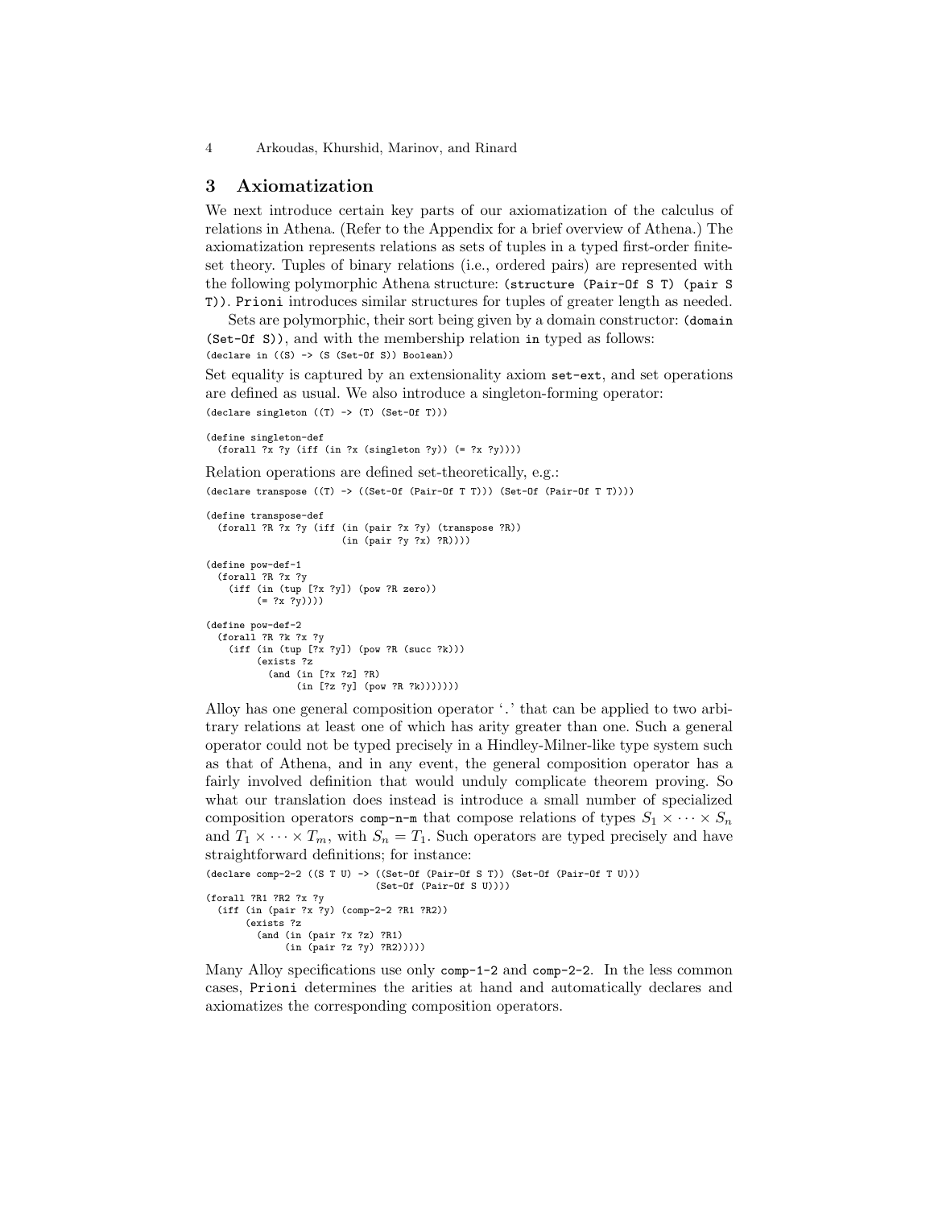## 3 Axiomatization

We next introduce certain key parts of our axiomatization of the calculus of relations in Athena. (Refer to the Appendix for a brief overview of Athena.) The axiomatization represents relations as sets of tuples in a typed first-order finite-set theory. Tuples of binary relations (i.e., ordered pairs) are represented with the following polymorphic Athena structure: `(structure (Pair-Of S T) (pair S T))`. `Prioni` introduces similar structures for tuples of greater length as needed.

Sets are polymorphic, their sort being given by a domain constructor: `(domain (Set-Of S))`, and with the membership relation `in` typed as follows:

```
(declare in ((S) -> (S (Set-Of S)) Boolean))
```

Set equality is captured by an extensionality axiom `set-ext`, and set operations are defined as usual. We also introduce a singleton-forming operator:

```
(declare singleton ((T) -> (T) (Set-Of T)))

(define singleton-def
  (forall ?x ?y (iff (in ?x (singleton ?y)) (= ?x ?y))))
```

Relation operations are defined set-theoretically, e.g.:

```
(declare transpose ((T) -> ((Set-Of (Pair-Of T T))) (Set-Of (Pair-Of T T))))

(define transpose-def
  (forall ?R ?x ?y (iff (in (pair ?x ?y) (transpose ?R))
                        (in (pair ?y ?x) ?R))))

(define pow-def-1
  (forall ?R ?x ?y
    (iff (in (tup [?x ?y]) (pow ?R zero))
         (= ?x ?y))))

(define pow-def-2
  (forall ?R ?k ?x ?y
    (iff (in (tup [?x ?y]) (pow ?R (succ ?k)))
         (exists ?z
           (and (in [?x ?z] ?R)
                (in [?z ?y] (pow ?R ?k)))))))
```

Alloy has one general composition operator '.' that can be applied to two arbitrary relations at least one of which has arity greater than one. Such a general operator could not be typed precisely in a Hindley-Milner-like type system such as that of Athena, and in any event, the general composition operator has a fairly involved definition that would unduly complicate theorem proving. So what our translation does instead is introduce a small number of specialized composition operators `comp-n-m` that compose relations of types $S_1 \times \cdots \times S_n$ and $T_1 \times \cdots \times T_m$, with $S_n = T_1$. Such operators are typed precisely and have straightforward definitions; for instance:

```
(declare comp-2-2 ((S T U) -> ((Set-Of (Pair-Of S T)) (Set-Of (Pair-Of T U)))
                              (Set-Of (Pair-Of S U))))
(forall ?R1 ?R2 ?x ?y
  (iff (in (pair ?x ?y) (comp-2-2 ?R1 ?R2))
       (exists ?z
         (and (in (pair ?x ?z) ?R1)
              (in (pair ?z ?y) ?R2)))))
```

Many Alloy specifications use only `comp-1-2` and `comp-2-2`. In the less common cases, `Prioni` determines the arities at hand and automatically declares and axiomatizes the corresponding composition operators.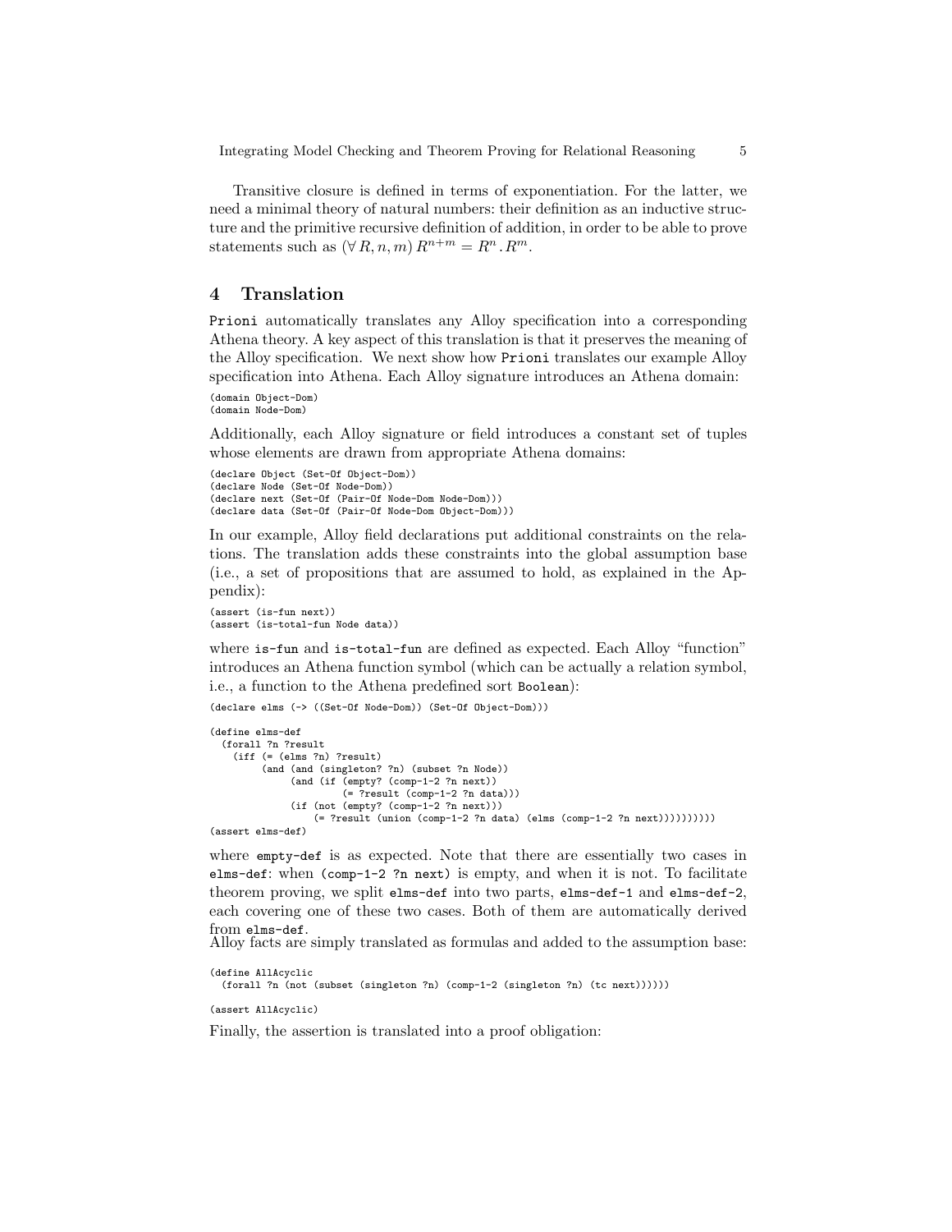Transitive closure is defined in terms of exponentiation. For the latter, we need a minimal theory of natural numbers: their definition as an inductive structure and the primitive recursive definition of addition, in order to be able to prove statements such as $(\forall R, n, m)\, R^{n+m} = R^n . R^m$.

## 4 Translation

Prioni automatically translates any Alloy specification into a corresponding Athena theory. A key aspect of this translation is that it preserves the meaning of the Alloy specification. We next show how Prioni translates our example Alloy specification into Athena. Each Alloy signature introduces an Athena domain:

```
(domain Object-Dom)
(domain Node-Dom)
```

Additionally, each Alloy signature or field introduces a constant set of tuples whose elements are drawn from appropriate Athena domains:

```
(declare Object (Set-Of Object-Dom))
(declare Node (Set-Of Node-Dom))
(declare next (Set-Of (Pair-Of Node-Dom Node-Dom)))
(declare data (Set-Of (Pair-Of Node-Dom Object-Dom)))
```

In our example, Alloy field declarations put additional constraints on the relations. The translation adds these constraints into the global assumption base (i.e., a set of propositions that are assumed to hold, as explained in the Appendix):

```
(assert (is-fun next))
(assert (is-total-fun Node data))
```

where `is-fun` and `is-total-fun` are defined as expected. Each Alloy "function" introduces an Athena function symbol (which can be actually a relation symbol, i.e., a function to the Athena predefined sort `Boolean`):

```
(declare elms (-> ((Set-Of Node-Dom)) (Set-Of Object-Dom)))

(define elms-def
  (forall ?n ?result
    (iff (= (elms ?n) ?result)
         (and (and (singleton? ?n) (subset ?n Node))
              (and (if (empty? (comp-1-2 ?n next))
                       (= ?result (comp-1-2 ?n data)))
              (if (not (empty? (comp-1-2 ?n next)))
                  (= ?result (union (comp-1-2 ?n data) (elms (comp-1-2 ?n next)))))))))))
(assert elms-def)
```

where `empty-def` is as expected. Note that there are essentially two cases in `elms-def`: when `(comp-1-2 ?n next)` is empty, and when it is not. To facilitate theorem proving, we split `elms-def` into two parts, `elms-def-1` and `elms-def-2`, each covering one of these two cases. Both of them are automatically derived from `elms-def`.

Alloy facts are simply translated as formulas and added to the assumption base:

```
(define AllAcyclic
  (forall ?n (not (subset (singleton ?n) (comp-1-2 (singleton ?n) (tc next))))))

(assert AllAcyclic)
```

Finally, the assertion is translated into a proof obligation: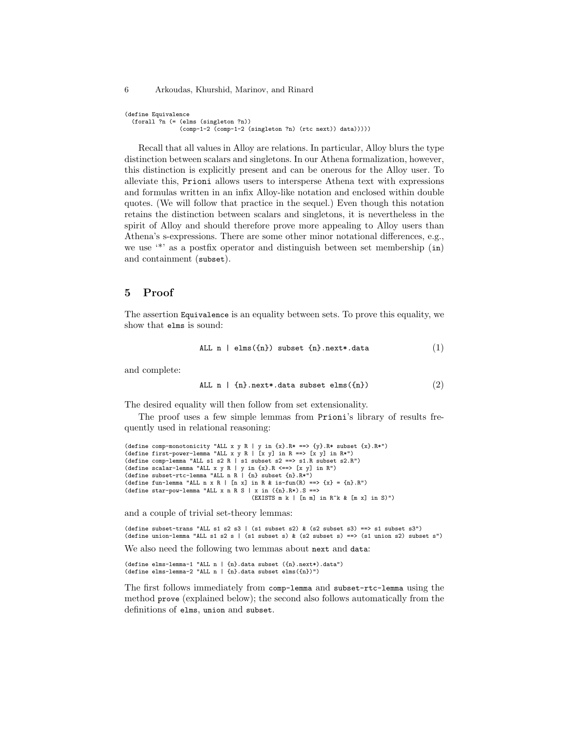```
(define Equivalence
  (forall ?n (= (elms (singleton ?n))
                (comp-1-2 (comp-1-2 (singleton ?n) (rtc next)) data))))
```

Recall that all values in Alloy are relations. In particular, Alloy blurs the type distinction between scalars and singletons. In our Athena formalization, however, this distinction is explicitly present and can be onerous for the Alloy user. To alleviate this, `Prioni` allows users to intersperse Athena text with expressions and formulas written in an infix Alloy-like notation and enclosed within double quotes. (We will follow that practice in the sequel.) Even though this notation retains the distinction between scalars and singletons, it is nevertheless in the spirit of Alloy and should therefore prove more appealing to Alloy users than Athena's s-expressions. There are some other minor notational differences, e.g., we use '*' as a postfix operator and distinguish between set membership (`in`) and containment (`subset`).

## 5 Proof

The assertion `Equivalence` is an equality between sets. To prove this equality, we show that `elms` is sound:

```
ALL n | elms({n}) subset {n}.next*.data                    (1)
```

and complete:

```
ALL n | {n}.next*.data subset elms({n})                    (2)
```

The desired equality will then follow from set extensionality.

The proof uses a few simple lemmas from `Prioni`'s library of results frequently used in relational reasoning:

```
(define comp-monotonicity "ALL x y R | y in {x}.R* ==> {y}.R* subset {x}.R*")
(define first-power-lemma "ALL x y R | [x y] in R ==> [x y] in R*")
(define comp-lemma "ALL s1 s2 R | s1 subset s2 ==> s1.R subset s2.R")
(define scalar-lemma "ALL x y R | y in {x}.R <==> [x y] in R")
(define subset-rtc-lemma "ALL n R | {n} subset {n}.R*")
(define fun-lemma "ALL n x R | [n x] in R & is-fun(R) ==> {x} = {n}.R")
(define star-pow-lemma "ALL x n R S | x in ({n}.R*).S ==>
                                    (EXISTS m k | [n m] in R^k & [m x] in S)")
```

and a couple of trivial set-theory lemmas:

```
(define subset-trans "ALL s1 s2 s3 | (s1 subset s2) & (s2 subset s3) ==> s1 subset s3")
(define union-lemma "ALL s1 s2 s | (s1 subset s) & (s2 subset s) ==> (s1 union s2) subset s")
```

We also need the following two lemmas about `next` and `data`:

```
(define elms-lemma-1 "ALL n | {n}.data subset ({n}.next*).data")
(define elms-lemma-2 "ALL n | {n}.data subset elms({n})")
```

The first follows immediately from `comp-lemma` and `subset-rtc-lemma` using the method `prove` (explained below); the second also follows automatically from the definitions of `elms`, `union` and `subset`.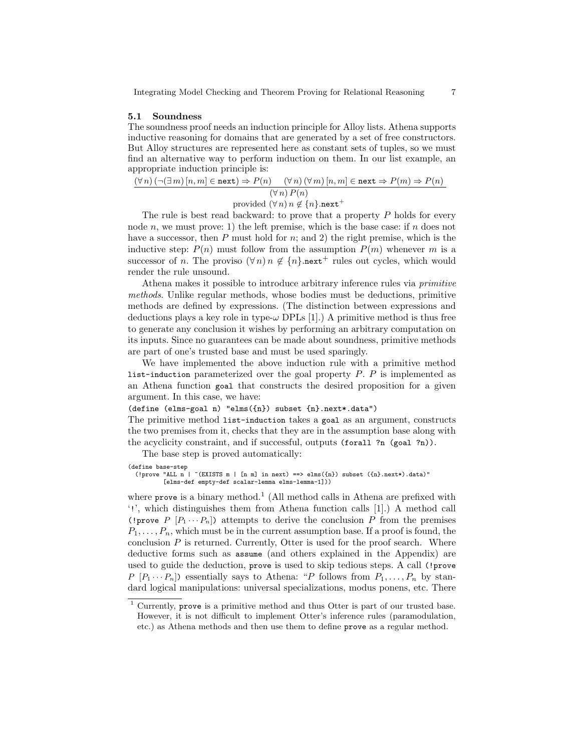### 5.1 Soundness

The soundness proof needs an induction principle for Alloy lists. Athena supports inductive reasoning for domains that are generated by a set of free constructors. But Alloy structures are represented here as constant sets of tuples, so we must find an alternative way to perform induction on them. In our list example, an appropriate induction principle is:

$$\frac{(\forall\, n)\,(\neg(\exists\, m)\,[n,m] \in \texttt{next}) \Rightarrow P(n) \qquad (\forall\, n)\,(\forall\, m)\,[n,m] \in \texttt{next} \Rightarrow P(m) \Rightarrow P(n)}{(\forall\, n)\,P(n)}$$

$$\text{provided } (\forall\, n)\, n \notin \{n\}.\texttt{next}^{+}$$

The rule is best read backward: to prove that a property $P$ holds for every node $n$, we must prove: 1) the left premise, which is the base case: if $n$ does not have a successor, then $P$ must hold for $n$; and 2) the right premise, which is the inductive step: $P(n)$ must follow from the assumption $P(m)$ whenever $m$ is a successor of $n$. The proviso $(\forall\, n)\, n \notin \{n\}.\texttt{next}^{+}$ rules out cycles, which would render the rule unsound.

Athena makes it possible to introduce arbitrary inference rules via *primitive methods*. Unlike regular methods, whose bodies must be deductions, primitive methods are defined by expressions. (The distinction between expressions and deductions plays a key role in type-$\omega$ DPLs [1].) A primitive method is thus free to generate any conclusion it wishes by performing an arbitrary computation on its inputs. Since no guarantees can be made about soundness, primitive methods are part of one's trusted base and must be used sparingly.

We have implemented the above induction rule with a primitive method `list-induction` parameterized over the goal property $P$. $P$ is implemented as an Athena function `goal` that constructs the desired proposition for a given argument. In this case, we have:

```
(define (elms-goal n) "elms({n}) subset {n}.next*.data")
```

The primitive method `list-induction` takes a `goal` as an argument, constructs the two premises from it, checks that they are in the assumption base along with the acyclicity constraint, and if successful, outputs `(forall ?n (goal ?n))`.

The base step is proved automatically:

```
(define base-step
  (!prove "ALL n | ~(EXISTS m | [n m] in next) ==> elms({n}) subset ({n}.next*).data)"
          [elms-def empty-def scalar-lemma elms-lemma-1]))
```

where `prove` is a binary method.[1] (All method calls in Athena are prefixed with '`!`', which distinguishes them from Athena function calls [1].) A method call (`!prove` $P$ $[P_1 \cdots P_n]$) attempts to derive the conclusion $P$ from the premises $P_1, \ldots, P_n$, which must be in the current assumption base. If a proof is found, the conclusion $P$ is returned. Currently, Otter is used for the proof search. Where deductive forms such as `assume` (and others explained in the Appendix) are used to guide the deduction, `prove` is used to skip tedious steps. A call (`!prove` $P$ $[P_1 \cdots P_n]$) essentially says to Athena: "$P$ follows from $P_1, \ldots, P_n$ by standard logical manipulations: universal specializations, modus ponens, etc. There

[1] Currently, `prove` is a primitive method and thus Otter is part of our trusted base. However, it is not difficult to implement Otter's inference rules (paramodulation, etc.) as Athena methods and then use them to define `prove` as a regular method.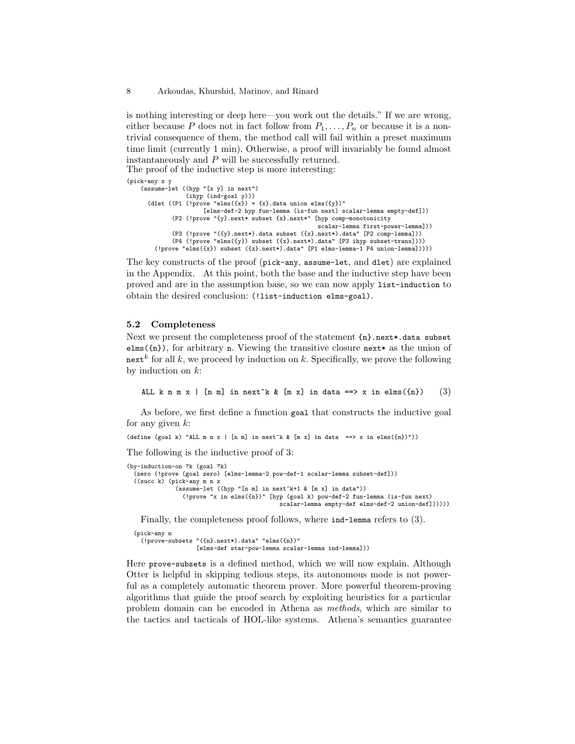is nothing interesting or deep here—you work out the details." If we are wrong, either because $P$ does not in fact follow from $P_1, \ldots, P_n$ or because it is a non-trivial consequence of them, the method call will fail within a preset maximum time limit (currently 1 min). Otherwise, a proof will invariably be found almost instantaneously and $P$ will be successfully returned.
The proof of the inductive step is more interesting:

```
(pick-any x y
    (assume-let ((hyp "[x y] in next")
                 (ihyp (ind-goal y)))
      (dlet ((P1 (!prove "elms({x}) = {x}.data union elms({y})"
                    [elms-def-2 hyp fun-lemma (is-fun next) scalar-lemma empty-def]))
             (P2 (!prove "{y}.next* subset {x}.next*" [hyp comp-monotonicity
                                                        scalar-lemma first-power-lemma]))
             (P3 (!prove "({y}.next*).data subset ({x}.next*).data" [P2 comp-lemma]))
             (P4 (!prove "elms({y}) subset ({x}.next*).data" [P3 ihyp subset-trans])))
        (!prove "elms({x}) subset ({x}.next*).data" [P1 elms-lemma-1 P4 union-lemma]))))
```

The key constructs of the proof (`pick-any`, `assume-let`, and `dlet`) are explained in the Appendix. At this point, both the base and the inductive step have been proved and are in the assumption base, so we can now apply `list-induction` to obtain the desired conclusion: `(!list-induction elms-goal)`.

### 5.2 Completeness

Next we present the completeness proof of the statement `{n}.next*.data subset elms({n})`, for arbitrary `n`. Viewing the transitive closure `next*` as the union of $\texttt{next}^k$ for all $k$, we proceed by induction on $k$. Specifically, we prove the following by induction on $k$:

```
ALL k n m x | [n m] in next^k & [m x] in data ==> x in elms({n})     (3)
```

As before, we first define a function `goal` that constructs the inductive goal for any given $k$:

```
(define (goal k) "ALL m n x | [n m] in next^k & [m x] in data  ==> x in elms({n})"))
```

The following is the inductive proof of 3:

```
(by-induction-on ?k (goal ?k)
  (zero (!prove (goal zero) [elms-lemma-2 pow-def-1 scalar-lemma subset-def]))
  ((succ k) (pick-any m n x
              (assume-let ((hyp "[n m] in next^k+1 & [m x] in data"))
                (!prove "x in elms({n})" [hyp (goal k) pow-def-2 fun-lemma (is-fun next)
                                          scalar-lemma empty-def elms-def-2 union-def])))))
```

Finally, the completeness proof follows, where `ind-lemma` refers to (3).

```
(pick-any n
  (!prove-subsets "({n}.next*).data" "elms({n})"
                  [elms-def star-pow-lemma scalar-lemma ind-lemma]))
```

Here `prove-subsets` is a defined method, which we will now explain. Although Otter is helpful in skipping tedious steps, its autonomous mode is not powerful as a completely automatic theorem prover. More powerful theorem-proving algorithms that guide the proof search by exploiting heuristics for a particular problem domain can be encoded in Athena as *methods*, which are similar to the tactics and tacticals of HOL-like systems. Athena's semantics guarantee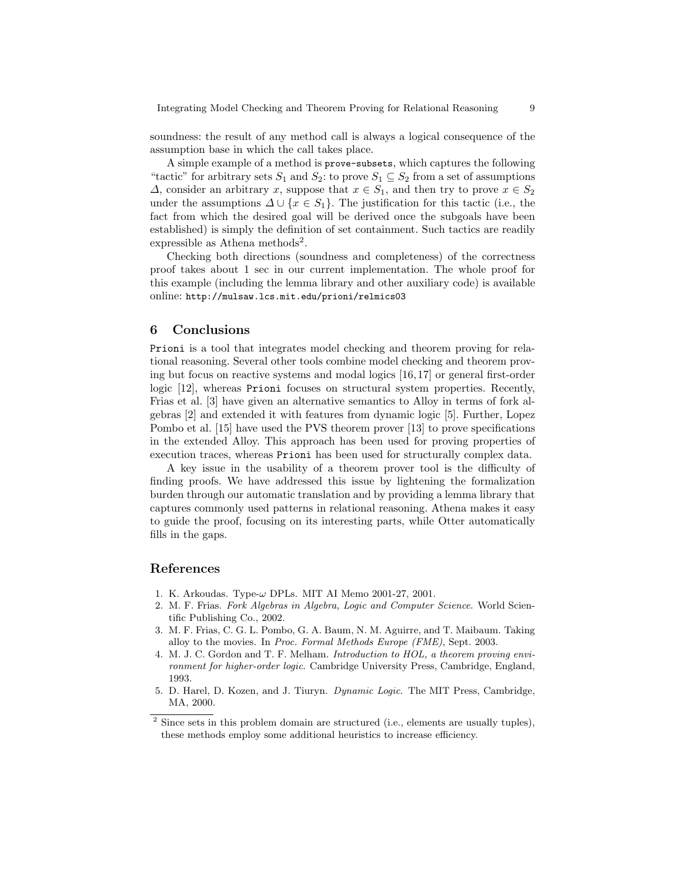soundness: the result of any method call is always a logical consequence of the assumption base in which the call takes place.

A simple example of a method is `prove-subsets`, which captures the following "tactic" for arbitrary sets $S_1$ and $S_2$: to prove $S_1 \subseteq S_2$ from a set of assumptions $\Delta$, consider an arbitrary $x$, suppose that $x \in S_1$, and then try to prove $x \in S_2$ under the assumptions $\Delta \cup \{x \in S_1\}$. The justification for this tactic (i.e., the fact from which the desired goal will be derived once the subgoals have been established) is simply the definition of set containment. Such tactics are readily expressible as Athena methods[2].

Checking both directions (soundness and completeness) of the correctness proof takes about 1 sec in our current implementation. The whole proof for this example (including the lemma library and other auxiliary code) is available online: `http://mulsaw.lcs.mit.edu/prioni/relmics03`

## 6 Conclusions

`Prioni` is a tool that integrates model checking and theorem proving for relational reasoning. Several other tools combine model checking and theorem proving but focus on reactive systems and modal logics [16, 17] or general first-order logic [12], whereas `Prioni` focuses on structural system properties. Recently, Frias et al. [3] have given an alternative semantics to Alloy in terms of fork algebras [2] and extended it with features from dynamic logic [5]. Further, Lopez Pombo et al. [15] have used the PVS theorem prover [13] to prove specifications in the extended Alloy. This approach has been used for proving properties of execution traces, whereas `Prioni` has been used for structurally complex data.

A key issue in the usability of a theorem prover tool is the difficulty of finding proofs. We have addressed this issue by lightening the formalization burden through our automatic translation and by providing a lemma library that captures commonly used patterns in relational reasoning. Athena makes it easy to guide the proof, focusing on its interesting parts, while Otter automatically fills in the gaps.

## References

1. K. Arkoudas. Type-$\omega$ DPLs. MIT AI Memo 2001-27, 2001.
2. M. F. Frias. *Fork Algebras in Algebra, Logic and Computer Science*. World Scientific Publishing Co., 2002.
3. M. F. Frias, C. G. L. Pombo, G. A. Baum, N. M. Aguirre, and T. Maibaum. Taking alloy to the movies. In *Proc. Formal Methods Europe (FME)*, Sept. 2003.
4. M. J. C. Gordon and T. F. Melham. *Introduction to HOL, a theorem proving environment for higher-order logic*. Cambridge University Press, Cambridge, England, 1993.
5. D. Harel, D. Kozen, and J. Tiuryn. *Dynamic Logic*. The MIT Press, Cambridge, MA, 2000.

[2] Since sets in this problem domain are structured (i.e., elements are usually tuples), these methods employ some additional heuristics to increase efficiency.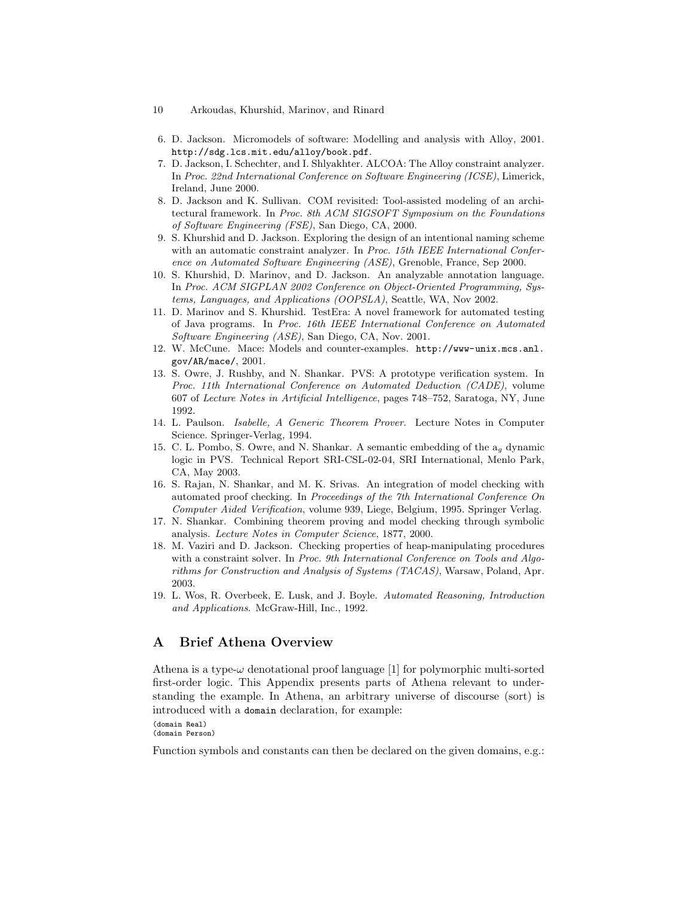6. D. Jackson. Micromodels of software: Modelling and analysis with Alloy, 2001. http://sdg.lcs.mit.edu/alloy/book.pdf.
7. D. Jackson, I. Schechter, and I. Shlyakhter. ALCOA: The Alloy constraint analyzer. In *Proc. 22nd International Conference on Software Engineering (ICSE)*, Limerick, Ireland, June 2000.
8. D. Jackson and K. Sullivan. COM revisited: Tool-assisted modeling of an architectural framework. In *Proc. 8th ACM SIGSOFT Symposium on the Foundations of Software Engineering (FSE)*, San Diego, CA, 2000.
9. S. Khurshid and D. Jackson. Exploring the design of an intentional naming scheme with an automatic constraint analyzer. In *Proc. 15th IEEE International Conference on Automated Software Engineering (ASE)*, Grenoble, France, Sep 2000.
10. S. Khurshid, D. Marinov, and D. Jackson. An analyzable annotation language. In *Proc. ACM SIGPLAN 2002 Conference on Object-Oriented Programming, Systems, Languages, and Applications (OOPSLA)*, Seattle, WA, Nov 2002.
11. D. Marinov and S. Khurshid. TestEra: A novel framework for automated testing of Java programs. In *Proc. 16th IEEE International Conference on Automated Software Engineering (ASE)*, San Diego, CA, Nov. 2001.
12. W. McCune. Mace: Models and counter-examples. http://www-unix.mcs.anl.gov/AR/mace/, 2001.
13. S. Owre, J. Rushby, and N. Shankar. PVS: A prototype verification system. In *Proc. 11th International Conference on Automated Deduction (CADE)*, volume 607 of *Lecture Notes in Artificial Intelligence*, pages 748–752, Saratoga, NY, June 1992.
14. L. Paulson. *Isabelle, A Generic Theorem Prover*. Lecture Notes in Computer Science. Springer-Verlag, 1994.
15. C. L. Pombo, S. Owre, and N. Shankar. A semantic embedding of the $a_g$ dynamic logic in PVS. Technical Report SRI-CSL-02-04, SRI International, Menlo Park, CA, May 2003.
16. S. Rajan, N. Shankar, and M. K. Srivas. An integration of model checking with automated proof checking. In *Proceedings of the 7th International Conference On Computer Aided Verification*, volume 939, Liege, Belgium, 1995. Springer Verlag.
17. N. Shankar. Combining theorem proving and model checking through symbolic analysis. *Lecture Notes in Computer Science*, 1877, 2000.
18. M. Vaziri and D. Jackson. Checking properties of heap-manipulating procedures with a constraint solver. In *Proc. 9th International Conference on Tools and Algorithms for Construction and Analysis of Systems (TACAS)*, Warsaw, Poland, Apr. 2003.
19. L. Wos, R. Overbeek, E. Lusk, and J. Boyle. *Automated Reasoning, Introduction and Applications*. McGraw-Hill, Inc., 1992.

## A Brief Athena Overview

Athena is a type-$\omega$ denotational proof language [1] for polymorphic multi-sorted first-order logic. This Appendix presents parts of Athena relevant to understanding the example. In Athena, an arbitrary universe of discourse (sort) is introduced with a `domain` declaration, for example:

```
(domain Real)
(domain Person)
```

Function symbols and constants can then be declared on the given domains, e.g.: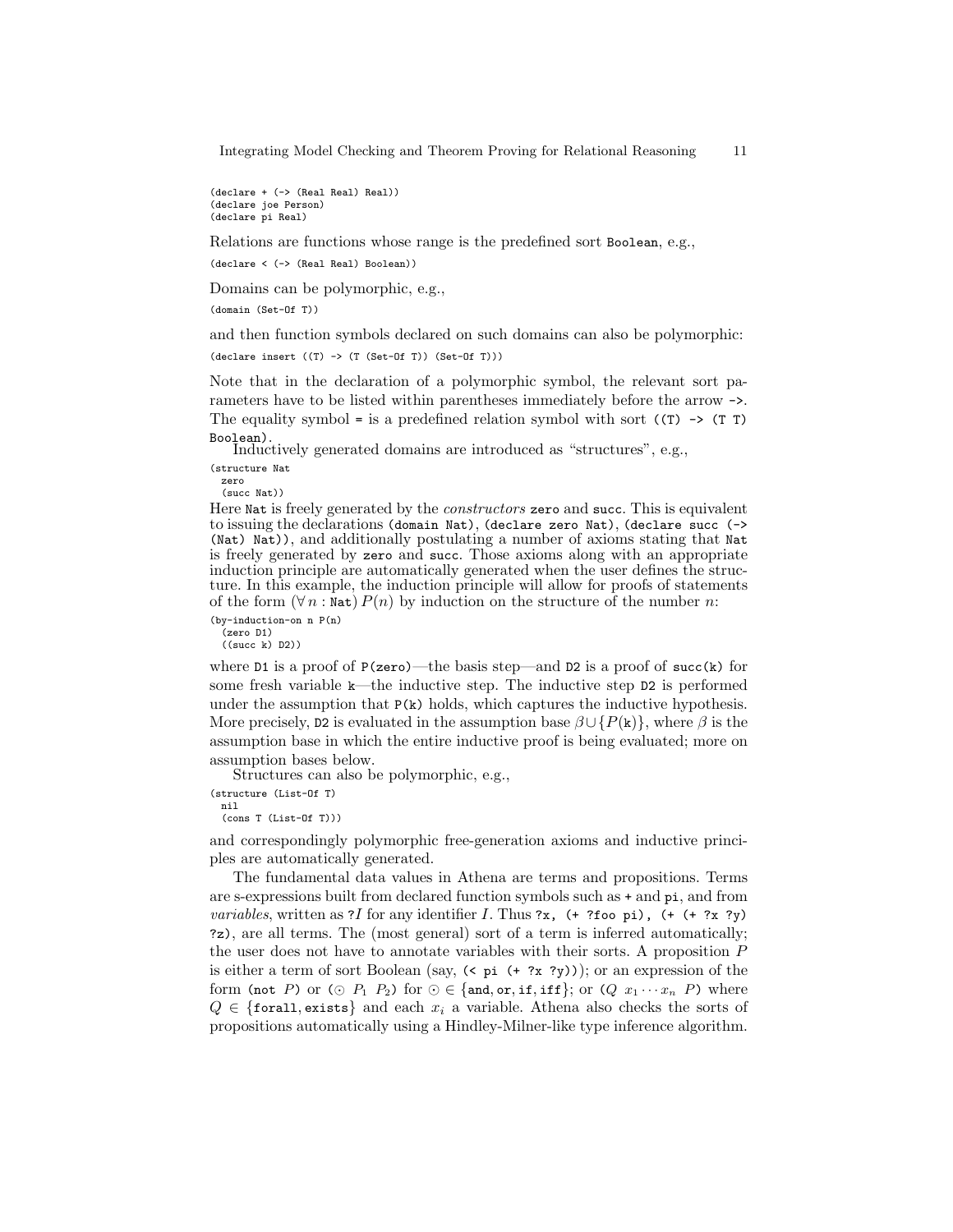```
(declare + (-> (Real Real) Real))
(declare joe Person)
(declare pi Real)
```

Relations are functions whose range is the predefined sort `Boolean`, e.g.,

```
(declare < (-> (Real Real) Boolean))
```

Domains can be polymorphic, e.g.,

```
(domain (Set-Of T))
```

and then function symbols declared on such domains can also be polymorphic:

```
(declare insert ((T) -> (T (Set-Of T)) (Set-Of T)))
```

Note that in the declaration of a polymorphic symbol, the relevant sort parameters have to be listed within parentheses immediately before the arrow `->`. The equality symbol `=` is a predefined relation symbol with sort `((T) -> (T T) Boolean)`.

Inductively generated domains are introduced as "structures", e.g.,

```
(structure Nat
  zero
  (succ Nat))
```

Here `Nat` is freely generated by the *constructors* `zero` and `succ`. This is equivalent to issuing the declarations `(domain Nat)`, `(declare zero Nat)`, `(declare succ (-> (Nat) Nat))`, and additionally postulating a number of axioms stating that `Nat` is freely generated by `zero` and `succ`. Those axioms along with an appropriate induction principle are automatically generated when the user defines the structure. In this example, the induction principle will allow for proofs of statements of the form $(\forall\, n : \texttt{Nat})\, P(n)$ by induction on the structure of the number $n$:

```
(by-induction-on n P(n)
  (zero D1)
  ((succ k) D2))
```

where `D1` is a proof of `P(zero)`—the basis step—and `D2` is a proof of `succ(k)` for some fresh variable `k`—the inductive step. The inductive step `D2` is performed under the assumption that `P(k)` holds, which captures the inductive hypothesis. More precisely, `D2` is evaluated in the assumption base $\beta \cup \{P(\texttt{k})\}$, where $\beta$ is the assumption base in which the entire inductive proof is being evaluated; more on assumption bases below.

Structures can also be polymorphic, e.g.,

```
(structure (List-Of T)
  nil
  (cons T (List-Of T)))
```

and correspondingly polymorphic free-generation axioms and inductive principles are automatically generated.

The fundamental data values in Athena are terms and propositions. Terms are s-expressions built from declared function symbols such as `+` and `pi`, and from *variables*, written as `?`$I$ for any identifier $I$. Thus `?x, (+ ?foo pi), (+ (+ ?x ?y) ?z)`, are all terms. The (most general) sort of a term is inferred automatically; the user does not have to annotate variables with their sorts. A proposition $P$ is either a term of sort Boolean (say, `(< pi (+ ?x ?y))`); or an expression of the form `(not` $P$`)` or `(`$\odot$ $P_1$ $P_2$`)` for $\odot \in \{\texttt{and}, \texttt{or}, \texttt{if}, \texttt{iff}\}$; or `(`$Q$ $x_1 \cdots x_n$ $P$`)` where $Q \in \{\texttt{forall}, \texttt{exists}\}$ and each $x_i$ a variable. Athena also checks the sorts of propositions automatically using a Hindley-Milner-like type inference algorithm.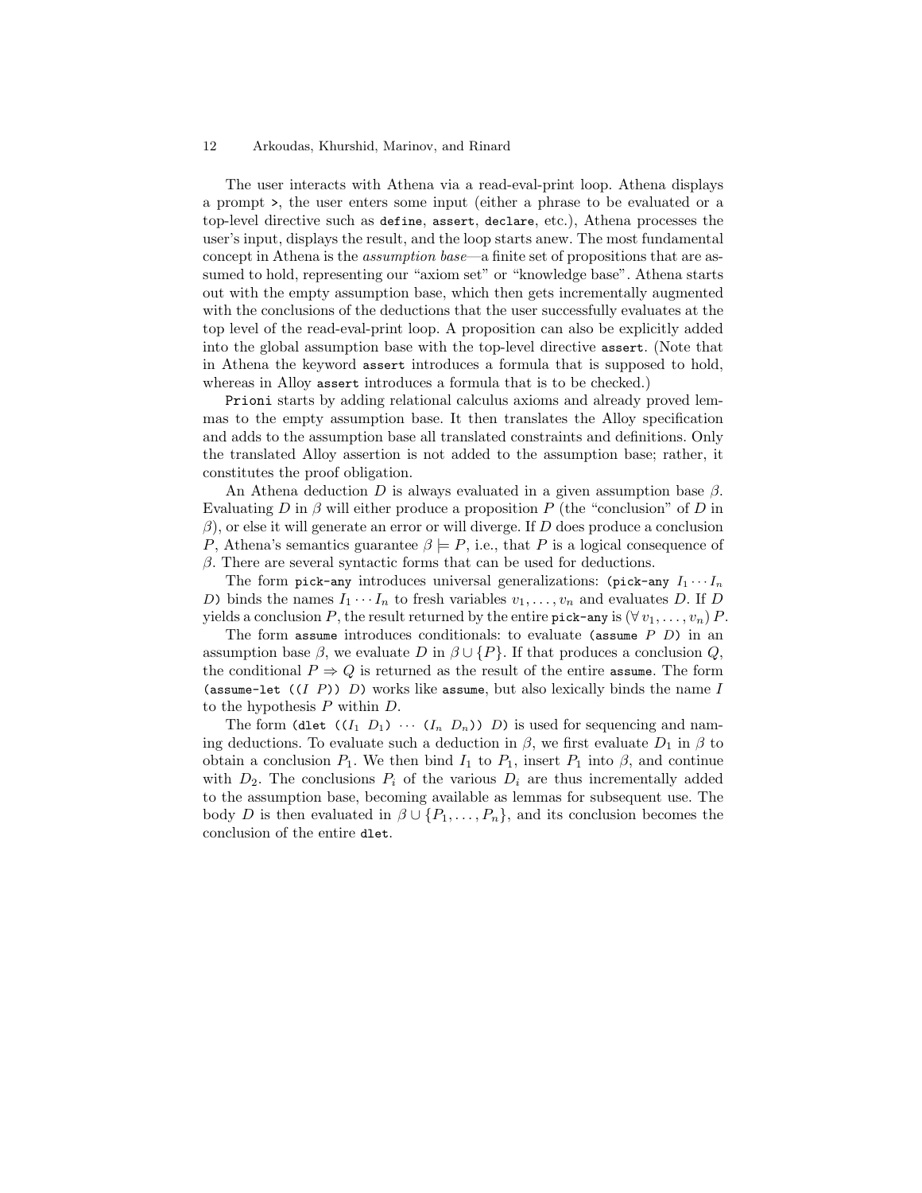The user interacts with Athena via a read-eval-print loop. Athena displays a prompt `>`, the user enters some input (either a phrase to be evaluated or a top-level directive such as `define`, `assert`, `declare`, etc.), Athena processes the user's input, displays the result, and the loop starts anew. The most fundamental concept in Athena is the *assumption base*—a finite set of propositions that are assumed to hold, representing our "axiom set" or "knowledge base". Athena starts out with the empty assumption base, which then gets incrementally augmented with the conclusions of the deductions that the user successfully evaluates at the top level of the read-eval-print loop. A proposition can also be explicitly added into the global assumption base with the top-level directive `assert`. (Note that in Athena the keyword `assert` introduces a formula that is supposed to hold, whereas in Alloy `assert` introduces a formula that is to be checked.)

`Prioni` starts by adding relational calculus axioms and already proved lemmas to the empty assumption base. It then translates the Alloy specification and adds to the assumption base all translated constraints and definitions. Only the translated Alloy assertion is not added to the assumption base; rather, it constitutes the proof obligation.

An Athena deduction $D$ is always evaluated in a given assumption base $\beta$. Evaluating $D$ in $\beta$ will either produce a proposition $P$ (the "conclusion" of $D$ in $\beta$), or else it will generate an error or will diverge. If $D$ does produce a conclusion $P$, Athena's semantics guarantee $\beta \models P$, i.e., that $P$ is a logical consequence of $\beta$. There are several syntactic forms that can be used for deductions.

The form `pick-any` introduces universal generalizations: (`pick-any` $I_1 \cdots I_n$ $D$) binds the names $I_1 \cdots I_n$ to fresh variables $v_1, \ldots, v_n$ and evaluates $D$. If $D$ yields a conclusion $P$, the result returned by the entire `pick-any` is $(\forall\, v_1, \ldots, v_n)\, P$.

The form `assume` introduces conditionals: to evaluate (`assume` $P$ $D$) in an assumption base $\beta$, we evaluate $D$ in $\beta \cup \{P\}$. If that produces a conclusion $Q$, the conditional $P \Rightarrow Q$ is returned as the result of the entire `assume`. The form (`assume-let` (($I$ $P$)) $D$) works like `assume`, but also lexically binds the name $I$ to the hypothesis $P$ within $D$.

The form (`dlet` (($I_1$ $D_1$) $\cdots$ ($I_n$ $D_n$)) $D$) is used for sequencing and naming deductions. To evaluate such a deduction in $\beta$, we first evaluate $D_1$ in $\beta$ to obtain a conclusion $P_1$. We then bind $I_1$ to $P_1$, insert $P_1$ into $\beta$, and continue with $D_2$. The conclusions $P_i$ of the various $D_i$ are thus incrementally added to the assumption base, becoming available as lemmas for subsequent use. The body $D$ is then evaluated in $\beta \cup \{P_1, \ldots, P_n\}$, and its conclusion becomes the conclusion of the entire `dlet`.